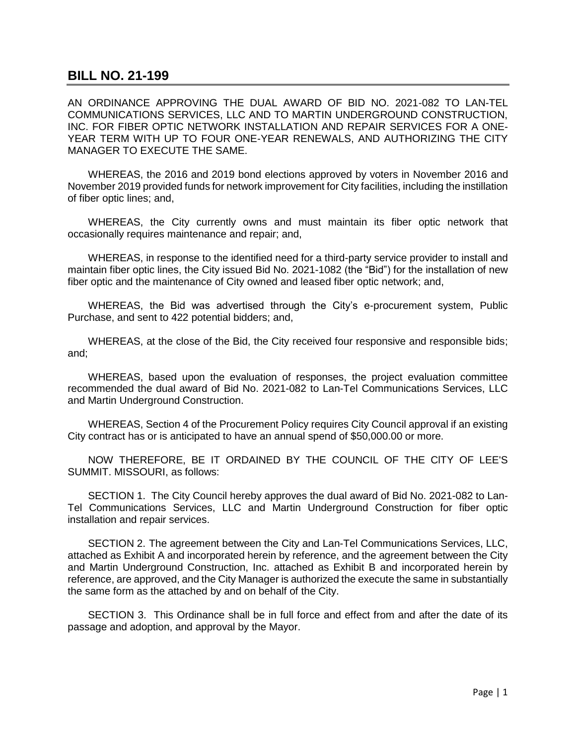# BILL NO. 21-199

AN ORDINANCE APPROVING THE DUAL AWARD OF BID NO. 2021-082 TO LAN-TEL COMMUNICATIONS SERVICES, LLC AND TO MARTIN UNDERGROUND CONSTRUCTION, INC. FOR FIBER OPTIC NETWORK INSTALLATION AND REPAIR SERVICES FOR A ONE-YEAR TERM WITH UP TO FOUR ONE-YEAR RENEWALS, AND AUTHORIZING THE CITY MANAGER TO EXECUTE THE SAME.

WHEREAS, the 2016 and 2019 bond elections approved by voters in November 2016 and November 2019 provided funds for network improvement for City facilities, including the instillation of fiber optic lines; and,

WHEREAS, the City currently owns and must maintain its fiber optic network that occasionally requires maintenance and repair; and,

WHEREAS, in response to the identified need for a third-party service provider to install and maintain fiber optic lines, the City issued Bid No. 2021-1082 (the "Bid") for the installation of new fiber optic and the maintenance of City owned and leased fiber optic network; and,

WHEREAS, the Bid was advertised through the City's e-procurement system, Public Purchase, and sent to 422 potential bidders; and,

WHEREAS, at the close of the Bid, the City received four responsive and responsible bids; and;

WHEREAS, based upon the evaluation of responses, the project evaluation committee recommended the dual award of Bid No. 2021-082 to Lan-Tel Communications Services, LLC and Martin Underground Construction.

WHEREAS, Section 4 of the Procurement Policy requires City Council approval if an existing City contract has or is anticipated to have an annual spend of $50,000.00 or more.

NOW THEREFORE, BE IT ORDAINED BY THE COUNCIL OF THE CITY OF LEE'S SUMMIT. MISSOURI, as follows:

SECTION 1. The City Council hereby approves the dual award of Bid No. 2021-082 to Lan-Tel Communications Services, LLC and Martin Underground Construction for fiber optic installation and repair services.

SECTION 2. The agreement between the City and Lan-Tel Communications Services, LLC, attached as Exhibit A and incorporated herein by reference, and the agreement between the City and Martin Underground Construction, Inc. attached as Exhibit B and incorporated herein by reference, are approved, and the City Manager is authorized the execute the same in substantially the same form as the attached by and on behalf of the City.

SECTION 3. This Ordinance shall be in full force and effect from and after the date of its passage and adoption, and approval by the Mayor.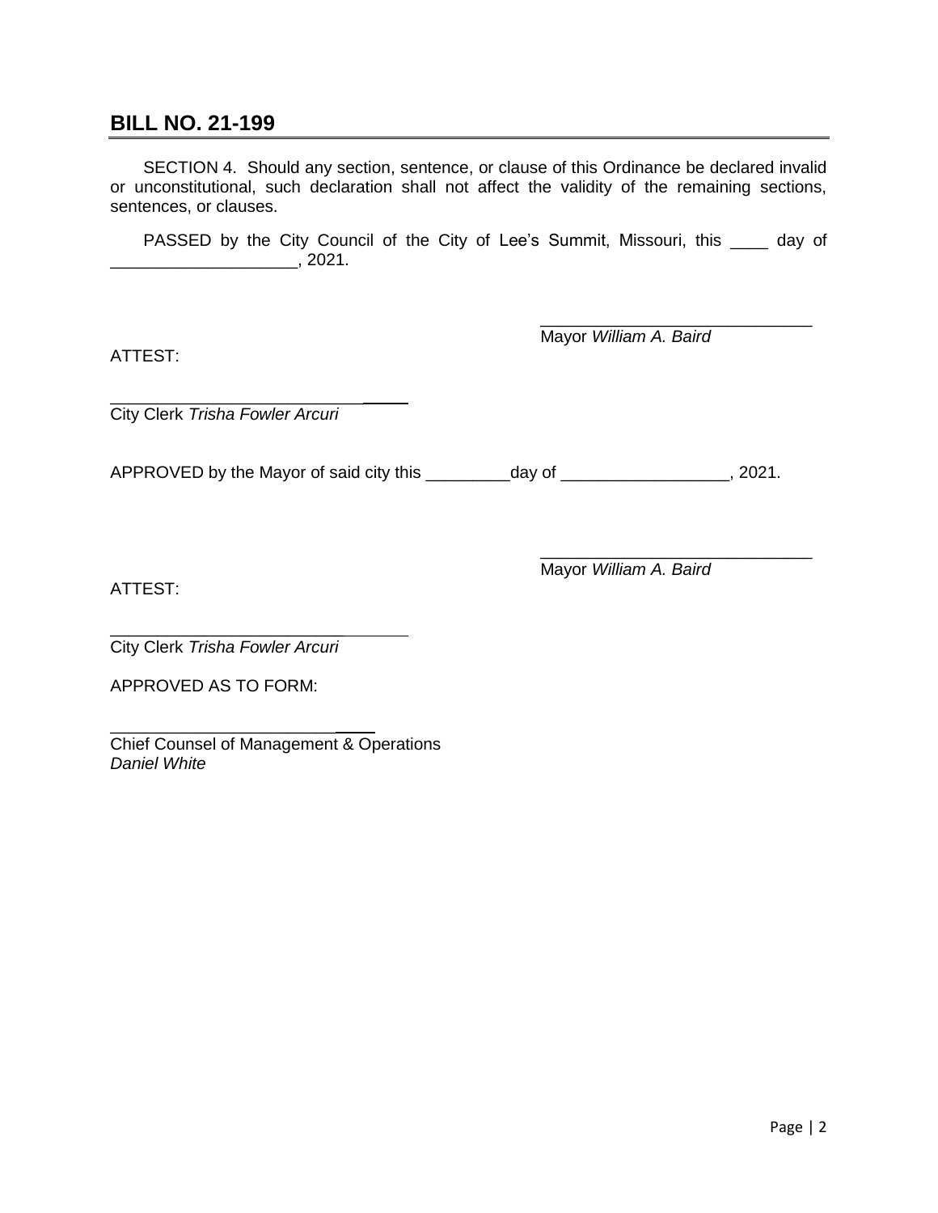## BILL NO. 21-199

SECTION 4. Should any section, sentence, or clause of this Ordinance be declared invalid or unconstitutional, such declaration shall not affect the validity of the remaining sections, sentences, or clauses.

PASSED by the City Council of the City of Lee's Summit, Missouri, this ____ day of ____________________, 2021.

_____________________________
Mayor *William A. Baird*

ATTEST:

_____________________________
City Clerk *Trisha Fowler Arcuri*

APPROVED by the Mayor of said city this _________day of __________________, 2021.

_____________________________
Mayor *William A. Baird*

ATTEST:

_____________________________
City Clerk *Trisha Fowler Arcuri*

APPROVED AS TO FORM:

_____________________________
Chief Counsel of Management & Operations
*Daniel White*